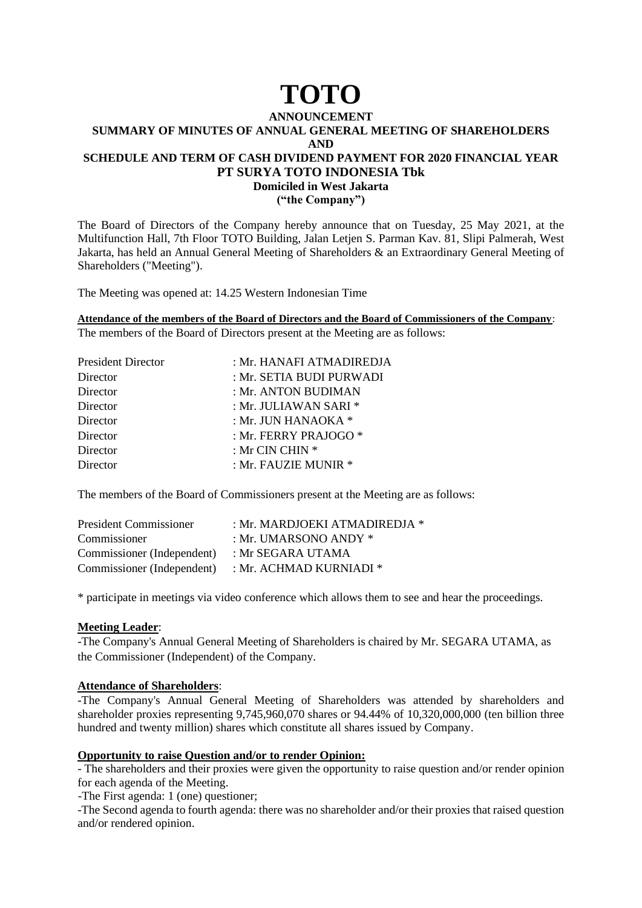# TOTO

**ANNOUNCEMENT**
**SUMMARY OF MINUTES OF ANNUAL GENERAL MEETING OF SHAREHOLDERS**
**AND**
**SCHEDULE AND TERM OF CASH DIVIDEND PAYMENT FOR 2020 FINANCIAL YEAR**
**PT SURYA TOTO INDONESIA Tbk**
**Domiciled in West Jakarta**
**("the Company")**

The Board of Directors of the Company hereby announce that on Tuesday, 25 May 2021, at the Multifunction Hall, 7th Floor TOTO Building, Jalan Letjen S. Parman Kav. 81, Slipi Palmerah, West Jakarta, has held an Annual General Meeting of Shareholders & an Extraordinary General Meeting of Shareholders ("Meeting").

The Meeting was opened at: 14.25 Western Indonesian Time

**Attendance of the members of the Board of Directors and the Board of Commissioners of the Company**:
The members of the Board of Directors present at the Meeting are as follows:

| | |
|---|---|
| President Director | : Mr. HANAFI ATMADIREDJA |
| Director | : Mr. SETIA BUDI PURWADI |
| Director | : Mr. ANTON BUDIMAN |
| Director | : Mr. JULIAWAN SARI * |
| Director | : Mr. JUN HANAOKA * |
| Director | : Mr. FERRY PRAJOGO * |
| Director | : Mr CIN CHIN * |
| Director | : Mr. FAUZIE MUNIR * |

The members of the Board of Commissioners present at the Meeting are as follows:

| | |
|---|---|
| President Commissioner | : Mr. MARDJOEKI ATMADIREDJA * |
| Commissioner | : Mr. UMARSONO ANDY * |
| Commissioner (Independent) | : Mr SEGARA UTAMA |
| Commissioner (Independent) | : Mr. ACHMAD KURNIADI * |

* participate in meetings via video conference which allows them to see and hear the proceedings.

**Meeting Leader**:
-The Company's Annual General Meeting of Shareholders is chaired by Mr. SEGARA UTAMA, as the Commissioner (Independent) of the Company.

**Attendance of Shareholders**:
-The Company's Annual General Meeting of Shareholders was attended by shareholders and shareholder proxies representing 9,745,960,070 shares or 94.44% of 10,320,000,000 (ten billion three hundred and twenty million) shares which constitute all shares issued by Company.

**Opportunity to raise Question and/or to render Opinion:**
- The shareholders and their proxies were given the opportunity to raise question and/or render opinion for each agenda of the Meeting.
-The First agenda: 1 (one) questioner;
-The Second agenda to fourth agenda: there was no shareholder and/or their proxies that raised question and/or rendered opinion.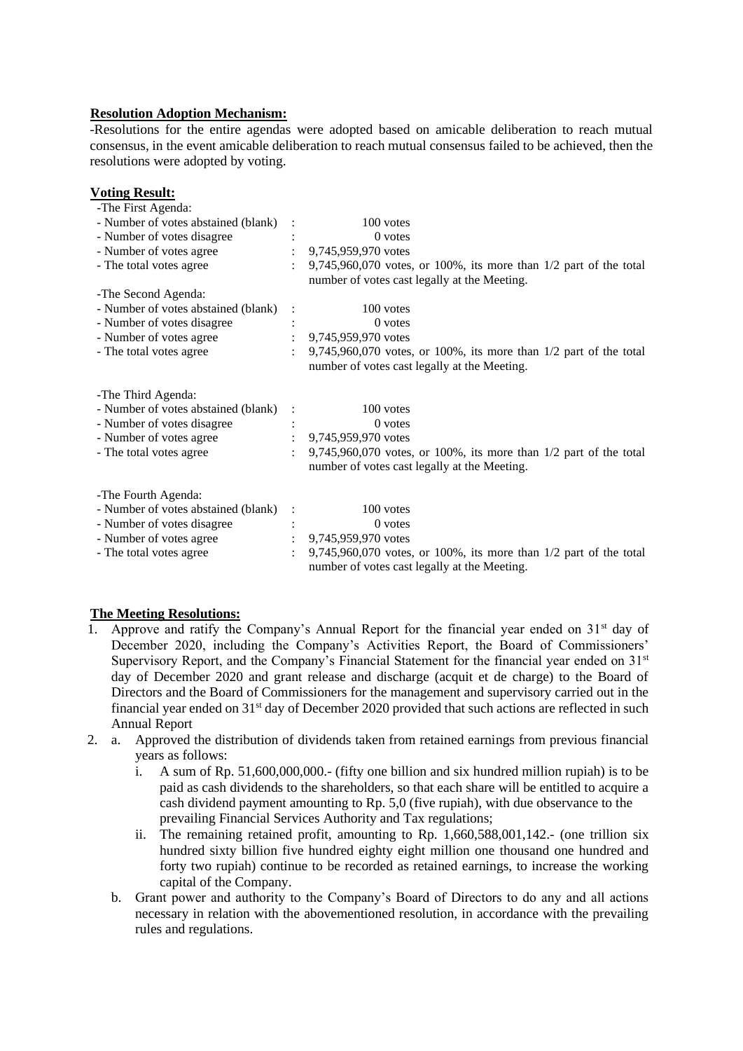**Resolution Adoption Mechanism:**

-Resolutions for the entire agendas were adopted based on amicable deliberation to reach mutual consensus, in the event amicable deliberation to reach mutual consensus failed to be achieved, then the resolutions were adopted by voting.

**Voting Result:**

-The First Agenda:

| | | |
|---|---|---|
| - Number of votes abstained (blank) | : | 100 votes |
| - Number of votes disagree | : | 0 votes |
| - Number of votes agree | : | 9,745,959,970 votes |
| - The total votes agree | : | 9,745,960,070 votes, or 100%, its more than 1/2 part of the total number of votes cast legally at the Meeting. |

-The Second Agenda:

| | | |
|---|---|---|
| - Number of votes abstained (blank) | : | 100 votes |
| - Number of votes disagree | : | 0 votes |
| - Number of votes agree | : | 9,745,959,970 votes |
| - The total votes agree | : | 9,745,960,070 votes, or 100%, its more than 1/2 part of the total number of votes cast legally at the Meeting. |

-The Third Agenda:

| | | |
|---|---|---|
| - Number of votes abstained (blank) | : | 100 votes |
| - Number of votes disagree | : | 0 votes |
| - Number of votes agree | : | 9,745,959,970 votes |
| - The total votes agree | : | 9,745,960,070 votes, or 100%, its more than 1/2 part of the total number of votes cast legally at the Meeting. |

-The Fourth Agenda:

| | | |
|---|---|---|
| - Number of votes abstained (blank) | : | 100 votes |
| - Number of votes disagree | : | 0 votes |
| - Number of votes agree | : | 9,745,959,970 votes |
| - The total votes agree | : | 9,745,960,070 votes, or 100%, its more than 1/2 part of the total number of votes cast legally at the Meeting. |

**The Meeting Resolutions:**

1. Approve and ratify the Company's Annual Report for the financial year ended on 31st day of December 2020, including the Company's Activities Report, the Board of Commissioners' Supervisory Report, and the Company's Financial Statement for the financial year ended on 31st day of December 2020 and grant release and discharge (acquit et de charge) to the Board of Directors and the Board of Commissioners for the management and supervisory carried out in the financial year ended on 31st day of December 2020 provided that such actions are reflected in such Annual Report
2. a. Approved the distribution of dividends taken from retained earnings from previous financial years as follows:
      i. A sum of Rp. 51,600,000,000.- (fifty one billion and six hundred million rupiah) is to be paid as cash dividends to the shareholders, so that each share will be entitled to acquire a cash dividend payment amounting to Rp. 5,0 (five rupiah), with due observance to the prevailing Financial Services Authority and Tax regulations;
      ii. The remaining retained profit, amounting to Rp. 1,660,588,001,142.- (one trillion six hundred sixty billion five hundred eighty eight million one thousand one hundred and forty two rupiah) continue to be recorded as retained earnings, to increase the working capital of the Company.

   b. Grant power and authority to the Company's Board of Directors to do any and all actions necessary in relation with the abovementioned resolution, in accordance with the prevailing rules and regulations.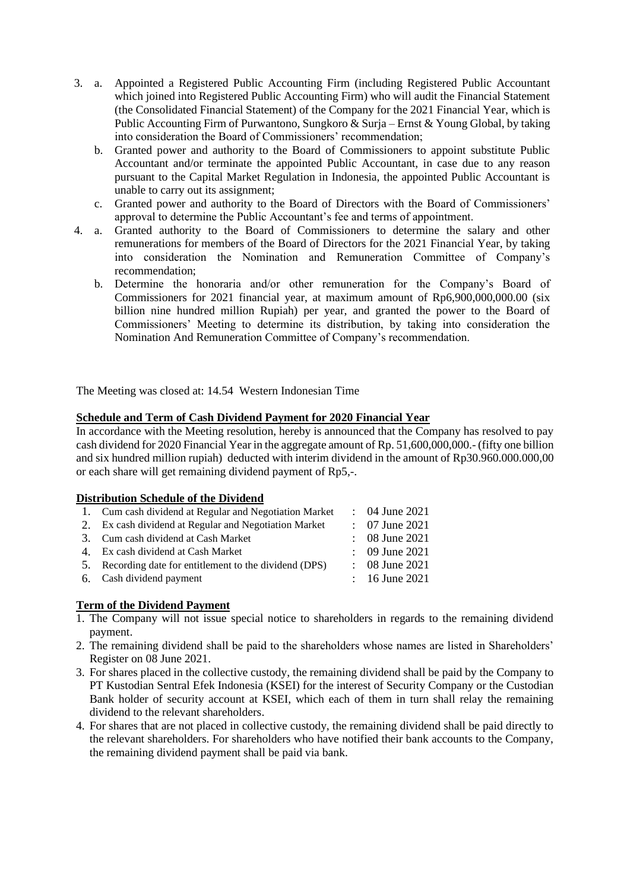3. a. Appointed a Registered Public Accounting Firm (including Registered Public Accountant which joined into Registered Public Accounting Firm) who will audit the Financial Statement (the Consolidated Financial Statement) of the Company for the 2021 Financial Year, which is Public Accounting Firm of Purwantono, Sungkoro & Surja – Ernst & Young Global, by taking into consideration the Board of Commissioners' recommendation;

   b. Granted power and authority to the Board of Commissioners to appoint substitute Public Accountant and/or terminate the appointed Public Accountant, in case due to any reason pursuant to the Capital Market Regulation in Indonesia, the appointed Public Accountant is unable to carry out its assignment;

   c. Granted power and authority to the Board of Directors with the Board of Commissioners' approval to determine the Public Accountant's fee and terms of appointment.

4. a. Granted authority to the Board of Commissioners to determine the salary and other remunerations for members of the Board of Directors for the 2021 Financial Year, by taking into consideration the Nomination and Remuneration Committee of Company's recommendation;

   b. Determine the honoraria and/or other remuneration for the Company's Board of Commissioners for 2021 financial year, at maximum amount of Rp6,900,000,000.00 (six billion nine hundred million Rupiah) per year, and granted the power to the Board of Commissioners' Meeting to determine its distribution, by taking into consideration the Nomination And Remuneration Committee of Company's recommendation.

The Meeting was closed at: 14.54 Western Indonesian Time

**Schedule and Term of Cash Dividend Payment for 2020 Financial Year**

In accordance with the Meeting resolution, hereby is announced that the Company has resolved to pay cash dividend for 2020 Financial Year in the aggregate amount of Rp. 51,600,000,000.- (fifty one billion and six hundred million rupiah) deducted with interim dividend in the amount of Rp30.960.000.000,00 or each share will get remaining dividend payment of Rp5,-.

**Distribution Schedule of the Dividend**

| | | | |
|---|---|---|---|
| 1. | Cum cash dividend at Regular and Negotiation Market | : | 04 June 2021 |
| 2. | Ex cash dividend at Regular and Negotiation Market | : | 07 June 2021 |
| 3. | Cum cash dividend at Cash Market | : | 08 June 2021 |
| 4. | Ex cash dividend at Cash Market | : | 09 June 2021 |
| 5. | Recording date for entitlement to the dividend (DPS) | : | 08 June 2021 |
| 6. | Cash dividend payment | : | 16 June 2021 |

**Term of the Dividend Payment**

1. The Company will not issue special notice to shareholders in regards to the remaining dividend payment.
2. The remaining dividend shall be paid to the shareholders whose names are listed in Shareholders' Register on 08 June 2021.
3. For shares placed in the collective custody, the remaining dividend shall be paid by the Company to PT Kustodian Sentral Efek Indonesia (KSEI) for the interest of Security Company or the Custodian Bank holder of security account at KSEI, which each of them in turn shall relay the remaining dividend to the relevant shareholders.
4. For shares that are not placed in collective custody, the remaining dividend shall be paid directly to the relevant shareholders. For shareholders who have notified their bank accounts to the Company, the remaining dividend payment shall be paid via bank.